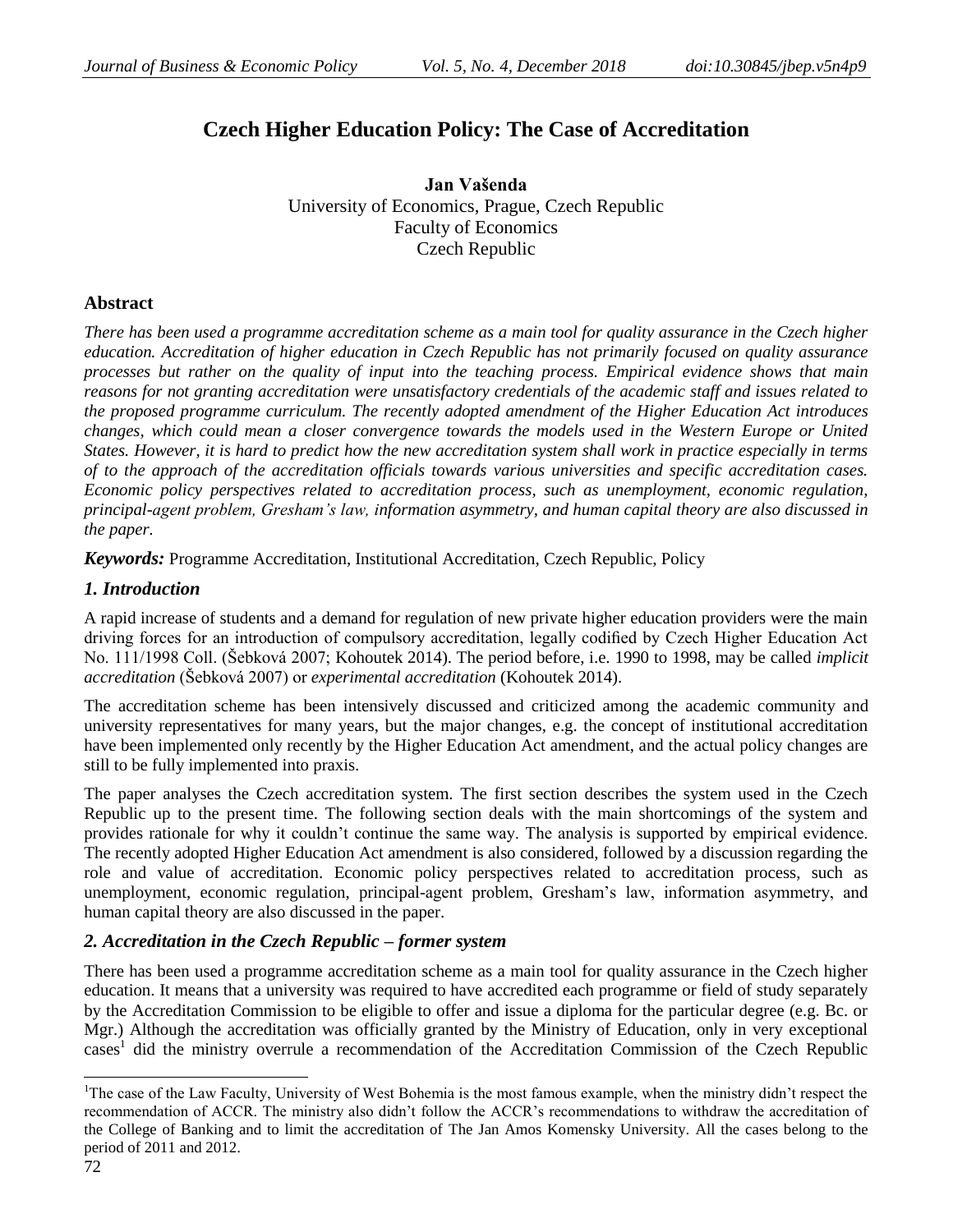# Czech Higher Education Policy: The Case of Accreditation

**Jan Vašenda**
University of Economics, Prague, Czech Republic
Faculty of Economics
Czech Republic

## Abstract

*There has been used a programme accreditation scheme as a main tool for quality assurance in the Czech higher education. Accreditation of higher education in Czech Republic has not primarily focused on quality assurance processes but rather on the quality of input into the teaching process. Empirical evidence shows that main reasons for not granting accreditation were unsatisfactory credentials of the academic staff and issues related to the proposed programme curriculum. The recently adopted amendment of the Higher Education Act introduces changes, which could mean a closer convergence towards the models used in the Western Europe or United States. However, it is hard to predict how the new accreditation system shall work in practice especially in terms of to the approach of the accreditation officials towards various universities and specific accreditation cases. Economic policy perspectives related to accreditation process, such as unemployment, economic regulation, principal-agent problem, Gresham's law, information asymmetry, and human capital theory are also discussed in the paper.*

***Keywords:*** Programme Accreditation, Institutional Accreditation, Czech Republic, Policy

## *1. Introduction*

A rapid increase of students and a demand for regulation of new private higher education providers were the main driving forces for an introduction of compulsory accreditation, legally codified by Czech Higher Education Act No. 111/1998 Coll. (Šebková 2007; Kohoutek 2014). The period before, i.e. 1990 to 1998, may be called *implicit accreditation* (Šebková 2007) or *experimental accreditation* (Kohoutek 2014).

The accreditation scheme has been intensively discussed and criticized among the academic community and university representatives for many years, but the major changes, e.g. the concept of institutional accreditation have been implemented only recently by the Higher Education Act amendment, and the actual policy changes are still to be fully implemented into praxis.

The paper analyses the Czech accreditation system. The first section describes the system used in the Czech Republic up to the present time. The following section deals with the main shortcomings of the system and provides rationale for why it couldn't continue the same way. The analysis is supported by empirical evidence. The recently adopted Higher Education Act amendment is also considered, followed by a discussion regarding the role and value of accreditation. Economic policy perspectives related to accreditation process, such as unemployment, economic regulation, principal-agent problem, Gresham's law, information asymmetry, and human capital theory are also discussed in the paper.

## *2. Accreditation in the Czech Republic – former system*

There has been used a programme accreditation scheme as a main tool for quality assurance in the Czech higher education. It means that a university was required to have accredited each programme or field of study separately by the Accreditation Commission to be eligible to offer and issue a diploma for the particular degree (e.g. Bc. or Mgr.) Although the accreditation was officially granted by the Ministry of Education, only in very exceptional cases[1] did the ministry overrule a recommendation of the Accreditation Commission of the Czech Republic

---

[1]The case of the Law Faculty, University of West Bohemia is the most famous example, when the ministry didn't respect the recommendation of ACCR. The ministry also didn't follow the ACCR's recommendations to withdraw the accreditation of the College of Banking and to limit the accreditation of The Jan Amos Komensky University. All the cases belong to the period of 2011 and 2012.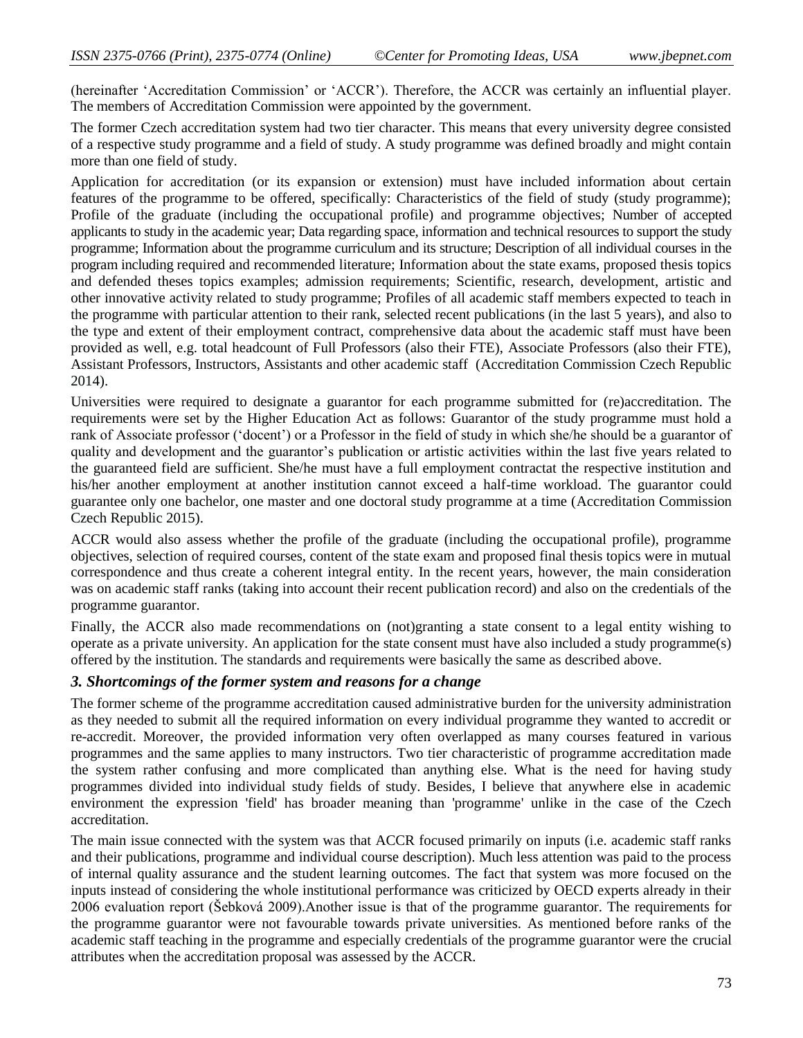(hereinafter 'Accreditation Commission' or 'ACCR'). Therefore, the ACCR was certainly an influential player. The members of Accreditation Commission were appointed by the government.

The former Czech accreditation system had two tier character. This means that every university degree consisted of a respective study programme and a field of study. A study programme was defined broadly and might contain more than one field of study.

Application for accreditation (or its expansion or extension) must have included information about certain features of the programme to be offered, specifically: Characteristics of the field of study (study programme); Profile of the graduate (including the occupational profile) and programme objectives; Number of accepted applicants to study in the academic year; Data regarding space, information and technical resources to support the study programme; Information about the programme curriculum and its structure; Description of all individual courses in the program including required and recommended literature; Information about the state exams, proposed thesis topics and defended theses topics examples; admission requirements; Scientific, research, development, artistic and other innovative activity related to study programme; Profiles of all academic staff members expected to teach in the programme with particular attention to their rank, selected recent publications (in the last 5 years), and also to the type and extent of their employment contract, comprehensive data about the academic staff must have been provided as well, e.g. total headcount of Full Professors (also their FTE), Associate Professors (also their FTE), Assistant Professors, Instructors, Assistants and other academic staff (Accreditation Commission Czech Republic 2014).

Universities were required to designate a guarantor for each programme submitted for (re)accreditation. The requirements were set by the Higher Education Act as follows: Guarantor of the study programme must hold a rank of Associate professor ('docent') or a Professor in the field of study in which she/he should be a guarantor of quality and development and the guarantor's publication or artistic activities within the last five years related to the guaranteed field are sufficient. She/he must have a full employment contractat the respective institution and his/her another employment at another institution cannot exceed a half-time workload. The guarantor could guarantee only one bachelor, one master and one doctoral study programme at a time (Accreditation Commission Czech Republic 2015).

ACCR would also assess whether the profile of the graduate (including the occupational profile), programme objectives, selection of required courses, content of the state exam and proposed final thesis topics were in mutual correspondence and thus create a coherent integral entity. In the recent years, however, the main consideration was on academic staff ranks (taking into account their recent publication record) and also on the credentials of the programme guarantor.

Finally, the ACCR also made recommendations on (not)granting a state consent to a legal entity wishing to operate as a private university. An application for the state consent must have also included a study programme(s) offered by the institution. The standards and requirements were basically the same as described above.

### *3. Shortcomings of the former system and reasons for a change*

The former scheme of the programme accreditation caused administrative burden for the university administration as they needed to submit all the required information on every individual programme they wanted to accredit or re-accredit. Moreover, the provided information very often overlapped as many courses featured in various programmes and the same applies to many instructors. Two tier characteristic of programme accreditation made the system rather confusing and more complicated than anything else. What is the need for having study programmes divided into individual study fields of study. Besides, I believe that anywhere else in academic environment the expression 'field' has broader meaning than 'programme' unlike in the case of the Czech accreditation.

The main issue connected with the system was that ACCR focused primarily on inputs (i.e. academic staff ranks and their publications, programme and individual course description). Much less attention was paid to the process of internal quality assurance and the student learning outcomes. The fact that system was more focused on the inputs instead of considering the whole institutional performance was criticized by OECD experts already in their 2006 evaluation report (Šebková 2009).Another issue is that of the programme guarantor. The requirements for the programme guarantor were not favourable towards private universities. As mentioned before ranks of the academic staff teaching in the programme and especially credentials of the programme guarantor were the crucial attributes when the accreditation proposal was assessed by the ACCR.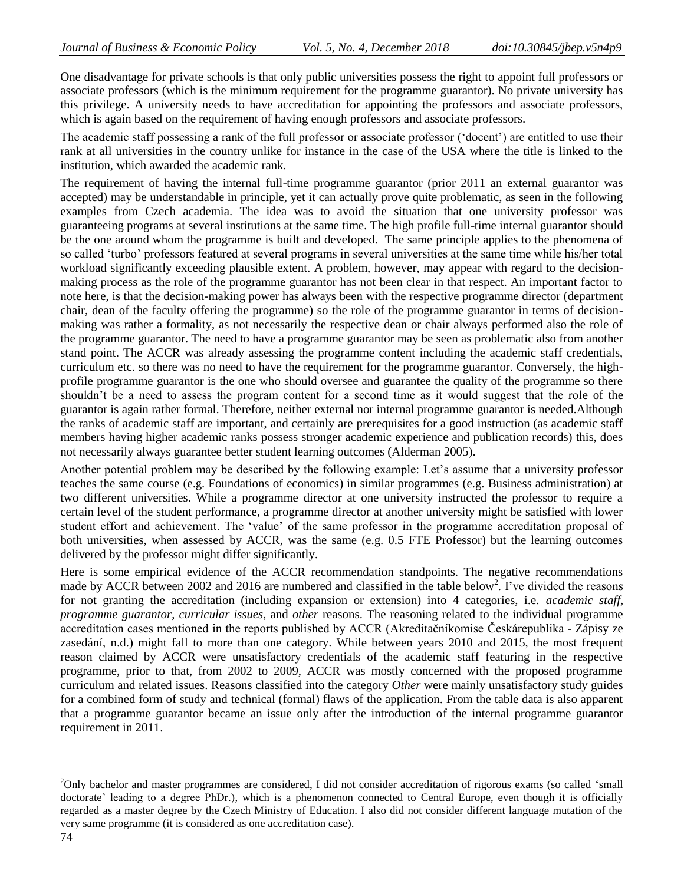One disadvantage for private schools is that only public universities possess the right to appoint full professors or associate professors (which is the minimum requirement for the programme guarantor). No private university has this privilege. A university needs to have accreditation for appointing the professors and associate professors, which is again based on the requirement of having enough professors and associate professors.

The academic staff possessing a rank of the full professor or associate professor ('docent') are entitled to use their rank at all universities in the country unlike for instance in the case of the USA where the title is linked to the institution, which awarded the academic rank.

The requirement of having the internal full-time programme guarantor (prior 2011 an external guarantor was accepted) may be understandable in principle, yet it can actually prove quite problematic, as seen in the following examples from Czech academia. The idea was to avoid the situation that one university professor was guaranteeing programs at several institutions at the same time. The high profile full-time internal guarantor should be the one around whom the programme is built and developed. The same principle applies to the phenomena of so called 'turbo' professors featured at several programs in several universities at the same time while his/her total workload significantly exceeding plausible extent. A problem, however, may appear with regard to the decision-making process as the role of the programme guarantor has not been clear in that respect. An important factor to note here, is that the decision-making power has always been with the respective programme director (department chair, dean of the faculty offering the programme) so the role of the programme guarantor in terms of decision-making was rather a formality, as not necessarily the respective dean or chair always performed also the role of the programme guarantor. The need to have a programme guarantor may be seen as problematic also from another stand point. The ACCR was already assessing the programme content including the academic staff credentials, curriculum etc. so there was no need to have the requirement for the programme guarantor. Conversely, the high-profile programme guarantor is the one who should oversee and guarantee the quality of the programme so there shouldn't be a need to assess the program content for a second time as it would suggest that the role of the guarantor is again rather formal. Therefore, neither external nor internal programme guarantor is needed.Although the ranks of academic staff are important, and certainly are prerequisites for a good instruction (as academic staff members having higher academic ranks possess stronger academic experience and publication records) this, does not necessarily always guarantee better student learning outcomes (Alderman 2005).

Another potential problem may be described by the following example: Let's assume that a university professor teaches the same course (e.g. Foundations of economics) in similar programmes (e.g. Business administration) at two different universities. While a programme director at one university instructed the professor to require a certain level of the student performance, a programme director at another university might be satisfied with lower student effort and achievement. The 'value' of the same professor in the programme accreditation proposal of both universities, when assessed by ACCR, was the same (e.g. 0.5 FTE Professor) but the learning outcomes delivered by the professor might differ significantly.

Here is some empirical evidence of the ACCR recommendation standpoints. The negative recommendations made by ACCR between 2002 and 2016 are numbered and classified in the table below[2]. I've divided the reasons for not granting the accreditation (including expansion or extension) into 4 categories, i.e. *academic staff*, *programme guarantor*, *curricular issues*, and *other* reasons. The reasoning related to the individual programme accreditation cases mentioned in the reports published by ACCR (Akreditačníkomise Českárepublika - Zápisy ze zasedání, n.d.) might fall to more than one category. While between years 2010 and 2015, the most frequent reason claimed by ACCR were unsatisfactory credentials of the academic staff featuring in the respective programme, prior to that, from 2002 to 2009, ACCR was mostly concerned with the proposed programme curriculum and related issues. Reasons classified into the category *Other* were mainly unsatisfactory study guides for a combined form of study and technical (formal) flaws of the application. From the table data is also apparent that a programme guarantor became an issue only after the introduction of the internal programme guarantor requirement in 2011.

---

[2]Only bachelor and master programmes are considered, I did not consider accreditation of rigorous exams (so called 'small doctorate' leading to a degree PhDr.), which is a phenomenon connected to Central Europe, even though it is officially regarded as a master degree by the Czech Ministry of Education. I also did not consider different language mutation of the very same programme (it is considered as one accreditation case).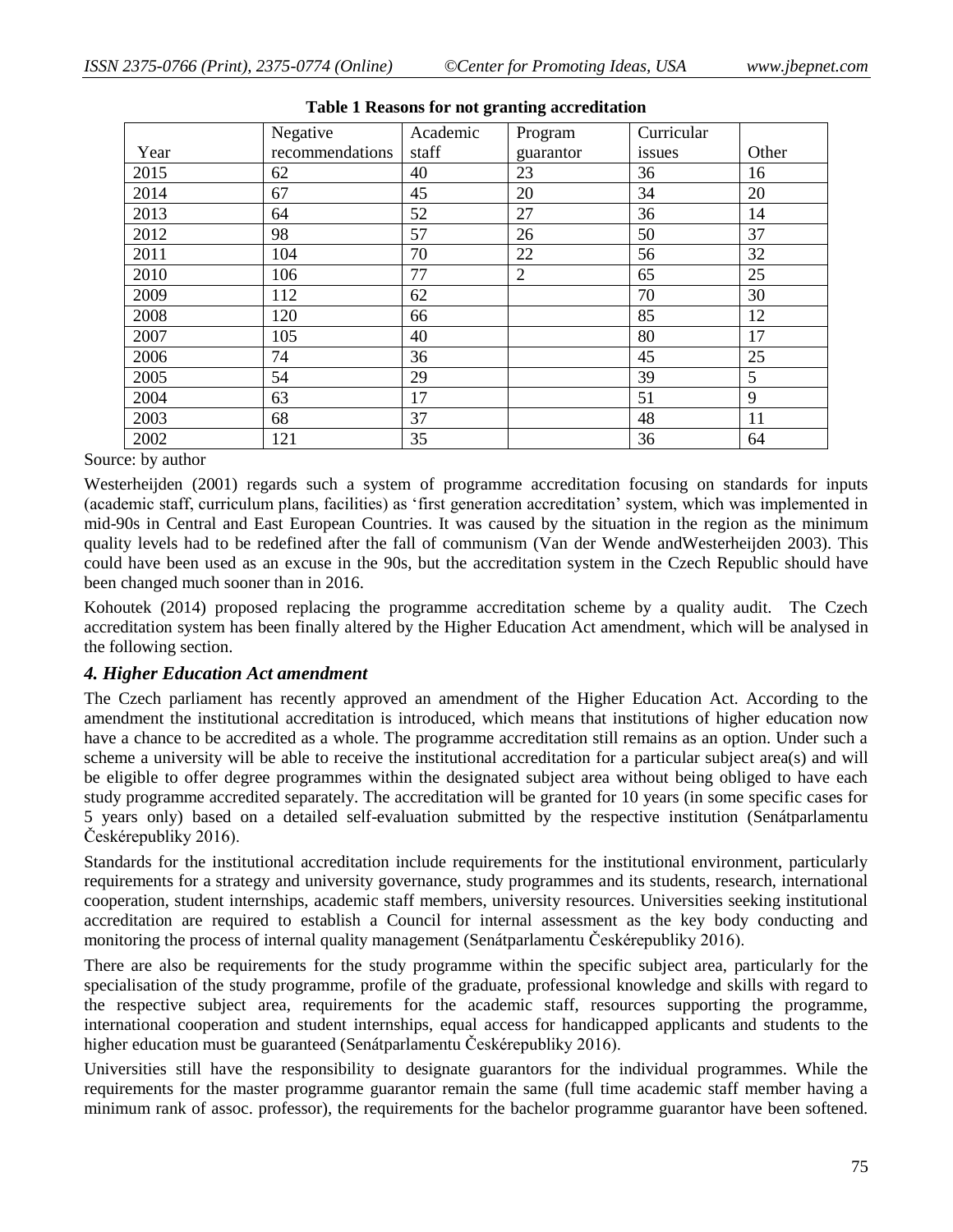**Table 1 Reasons for not granting accreditation**

| Year | Negative recommendations | Academic staff | Program guarantor | Curricular issues | Other |
|---|---|---|---|---|---|
| 2015 | 62 | 40 | 23 | 36 | 16 |
| 2014 | 67 | 45 | 20 | 34 | 20 |
| 2013 | 64 | 52 | 27 | 36 | 14 |
| 2012 | 98 | 57 | 26 | 50 | 37 |
| 2011 | 104 | 70 | 22 | 56 | 32 |
| 2010 | 106 | 77 | 2 | 65 | 25 |
| 2009 | 112 | 62 | | 70 | 30 |
| 2008 | 120 | 66 | | 85 | 12 |
| 2007 | 105 | 40 | | 80 | 17 |
| 2006 | 74 | 36 | | 45 | 25 |
| 2005 | 54 | 29 | | 39 | 5 |
| 2004 | 63 | 17 | | 51 | 9 |
| 2003 | 68 | 37 | | 48 | 11 |
| 2002 | 121 | 35 | | 36 | 64 |

Source: by author

Westerheijden (2001) regards such a system of programme accreditation focusing on standards for inputs (academic staff, curriculum plans, facilities) as 'first generation accreditation' system, which was implemented in mid-90s in Central and East European Countries. It was caused by the situation in the region as the minimum quality levels had to be redefined after the fall of communism (Van der Wende andWesterheijden 2003). This could have been used as an excuse in the 90s, but the accreditation system in the Czech Republic should have been changed much sooner than in 2016.

Kohoutek (2014) proposed replacing the programme accreditation scheme by a quality audit. The Czech accreditation system has been finally altered by the Higher Education Act amendment, which will be analysed in the following section.

### *4. Higher Education Act amendment*

The Czech parliament has recently approved an amendment of the Higher Education Act. According to the amendment the institutional accreditation is introduced, which means that institutions of higher education now have a chance to be accredited as a whole. The programme accreditation still remains as an option. Under such a scheme a university will be able to receive the institutional accreditation for a particular subject area(s) and will be eligible to offer degree programmes within the designated subject area without being obliged to have each study programme accredited separately. The accreditation will be granted for 10 years (in some specific cases for 5 years only) based on a detailed self-evaluation submitted by the respective institution (Senátparlamentu Českérepubliky 2016).

Standards for the institutional accreditation include requirements for the institutional environment, particularly requirements for a strategy and university governance, study programmes and its students, research, international cooperation, student internships, academic staff members, university resources. Universities seeking institutional accreditation are required to establish a Council for internal assessment as the key body conducting and monitoring the process of internal quality management (Senátparlamentu Českérepubliky 2016).

There are also be requirements for the study programme within the specific subject area, particularly for the specialisation of the study programme, profile of the graduate, professional knowledge and skills with regard to the respective subject area, requirements for the academic staff, resources supporting the programme, international cooperation and student internships, equal access for handicapped applicants and students to the higher education must be guaranteed (Senátparlamentu Českérepubliky 2016).

Universities still have the responsibility to designate guarantors for the individual programmes. While the requirements for the master programme guarantor remain the same (full time academic staff member having a minimum rank of assoc. professor), the requirements for the bachelor programme guarantor have been softened.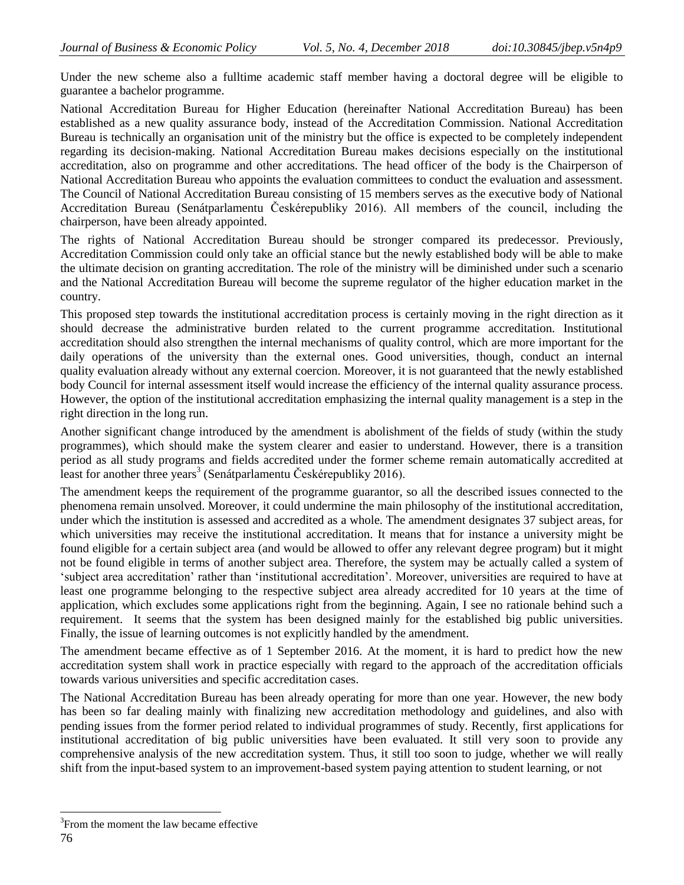Under the new scheme also a fulltime academic staff member having a doctoral degree will be eligible to guarantee a bachelor programme.

National Accreditation Bureau for Higher Education (hereinafter National Accreditation Bureau) has been established as a new quality assurance body, instead of the Accreditation Commission. National Accreditation Bureau is technically an organisation unit of the ministry but the office is expected to be completely independent regarding its decision-making. National Accreditation Bureau makes decisions especially on the institutional accreditation, also on programme and other accreditations. The head officer of the body is the Chairperson of National Accreditation Bureau who appoints the evaluation committees to conduct the evaluation and assessment. The Council of National Accreditation Bureau consisting of 15 members serves as the executive body of National Accreditation Bureau (Senátparlamentu Českérepubliky 2016). All members of the council, including the chairperson, have been already appointed.

The rights of National Accreditation Bureau should be stronger compared its predecessor. Previously, Accreditation Commission could only take an official stance but the newly established body will be able to make the ultimate decision on granting accreditation. The role of the ministry will be diminished under such a scenario and the National Accreditation Bureau will become the supreme regulator of the higher education market in the country.

This proposed step towards the institutional accreditation process is certainly moving in the right direction as it should decrease the administrative burden related to the current programme accreditation. Institutional accreditation should also strengthen the internal mechanisms of quality control, which are more important for the daily operations of the university than the external ones. Good universities, though, conduct an internal quality evaluation already without any external coercion. Moreover, it is not guaranteed that the newly established body Council for internal assessment itself would increase the efficiency of the internal quality assurance process. However, the option of the institutional accreditation emphasizing the internal quality management is a step in the right direction in the long run.

Another significant change introduced by the amendment is abolishment of the fields of study (within the study programmes), which should make the system clearer and easier to understand. However, there is a transition period as all study programs and fields accredited under the former scheme remain automatically accredited at least for another three years[3] (Senátparlamentu Českérepubliky 2016).

The amendment keeps the requirement of the programme guarantor, so all the described issues connected to the phenomena remain unsolved. Moreover, it could undermine the main philosophy of the institutional accreditation, under which the institution is assessed and accredited as a whole. The amendment designates 37 subject areas, for which universities may receive the institutional accreditation. It means that for instance a university might be found eligible for a certain subject area (and would be allowed to offer any relevant degree program) but it might not be found eligible in terms of another subject area. Therefore, the system may be actually called a system of 'subject area accreditation' rather than 'institutional accreditation'. Moreover, universities are required to have at least one programme belonging to the respective subject area already accredited for 10 years at the time of application, which excludes some applications right from the beginning. Again, I see no rationale behind such a requirement. It seems that the system has been designed mainly for the established big public universities. Finally, the issue of learning outcomes is not explicitly handled by the amendment.

The amendment became effective as of 1 September 2016. At the moment, it is hard to predict how the new accreditation system shall work in practice especially with regard to the approach of the accreditation officials towards various universities and specific accreditation cases.

The National Accreditation Bureau has been already operating for more than one year. However, the new body has been so far dealing mainly with finalizing new accreditation methodology and guidelines, and also with pending issues from the former period related to individual programmes of study. Recently, first applications for institutional accreditation of big public universities have been evaluated. It still very soon to provide any comprehensive analysis of the new accreditation system. Thus, it still too soon to judge, whether we will really shift from the input-based system to an improvement-based system paying attention to student learning, or not

[3] From the moment the law became effective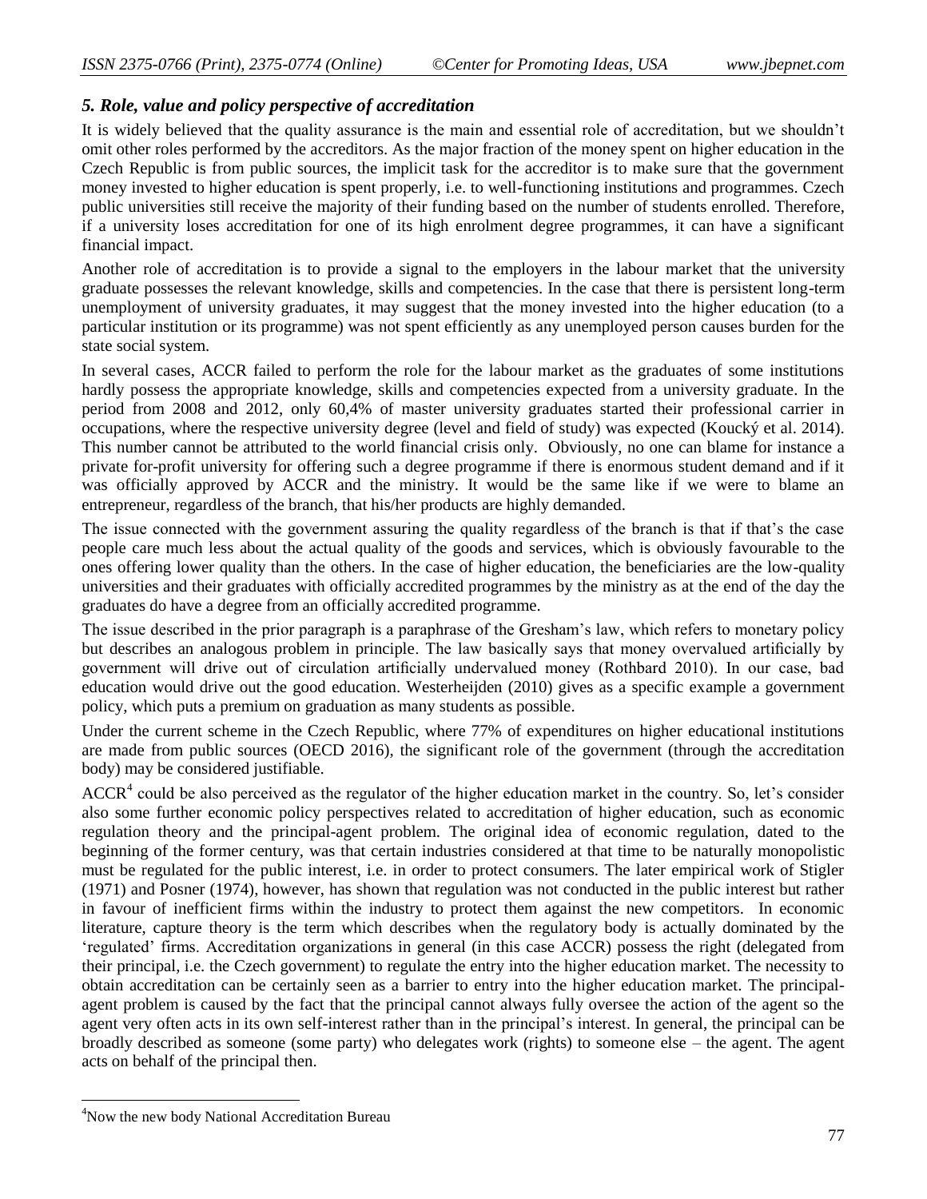### *5. Role, value and policy perspective of accreditation*

It is widely believed that the quality assurance is the main and essential role of accreditation, but we shouldn't omit other roles performed by the accreditors. As the major fraction of the money spent on higher education in the Czech Republic is from public sources, the implicit task for the accreditor is to make sure that the government money invested to higher education is spent properly, i.e. to well-functioning institutions and programmes. Czech public universities still receive the majority of their funding based on the number of students enrolled. Therefore, if a university loses accreditation for one of its high enrolment degree programmes, it can have a significant financial impact.

Another role of accreditation is to provide a signal to the employers in the labour market that the university graduate possesses the relevant knowledge, skills and competencies. In the case that there is persistent long-term unemployment of university graduates, it may suggest that the money invested into the higher education (to a particular institution or its programme) was not spent efficiently as any unemployed person causes burden for the state social system.

In several cases, ACCR failed to perform the role for the labour market as the graduates of some institutions hardly possess the appropriate knowledge, skills and competencies expected from a university graduate. In the period from 2008 and 2012, only 60,4% of master university graduates started their professional carrier in occupations, where the respective university degree (level and field of study) was expected (Koucký et al. 2014). This number cannot be attributed to the world financial crisis only. Obviously, no one can blame for instance a private for-profit university for offering such a degree programme if there is enormous student demand and if it was officially approved by ACCR and the ministry. It would be the same like if we were to blame an entrepreneur, regardless of the branch, that his/her products are highly demanded.

The issue connected with the government assuring the quality regardless of the branch is that if that's the case people care much less about the actual quality of the goods and services, which is obviously favourable to the ones offering lower quality than the others. In the case of higher education, the beneficiaries are the low-quality universities and their graduates with officially accredited programmes by the ministry as at the end of the day the graduates do have a degree from an officially accredited programme.

The issue described in the prior paragraph is a paraphrase of the Gresham's law, which refers to monetary policy but describes an analogous problem in principle. The law basically says that money overvalued artificially by government will drive out of circulation artificially undervalued money (Rothbard 2010). In our case, bad education would drive out the good education. Westerheijden (2010) gives as a specific example a government policy, which puts a premium on graduation as many students as possible.

Under the current scheme in the Czech Republic, where 77% of expenditures on higher educational institutions are made from public sources (OECD 2016), the significant role of the government (through the accreditation body) may be considered justifiable.

ACCR[4] could be also perceived as the regulator of the higher education market in the country. So, let's consider also some further economic policy perspectives related to accreditation of higher education, such as economic regulation theory and the principal-agent problem. The original idea of economic regulation, dated to the beginning of the former century, was that certain industries considered at that time to be naturally monopolistic must be regulated for the public interest, i.e. in order to protect consumers. The later empirical work of Stigler (1971) and Posner (1974), however, has shown that regulation was not conducted in the public interest but rather in favour of inefficient firms within the industry to protect them against the new competitors. In economic literature, capture theory is the term which describes when the regulatory body is actually dominated by the 'regulated' firms. Accreditation organizations in general (in this case ACCR) possess the right (delegated from their principal, i.e. the Czech government) to regulate the entry into the higher education market. The necessity to obtain accreditation can be certainly seen as a barrier to entry into the higher education market. The principal-agent problem is caused by the fact that the principal cannot always fully oversee the action of the agent so the agent very often acts in its own self-interest rather than in the principal's interest. In general, the principal can be broadly described as someone (some party) who delegates work (rights) to someone else – the agent. The agent acts on behalf of the principal then.

[4] Now the new body National Accreditation Bureau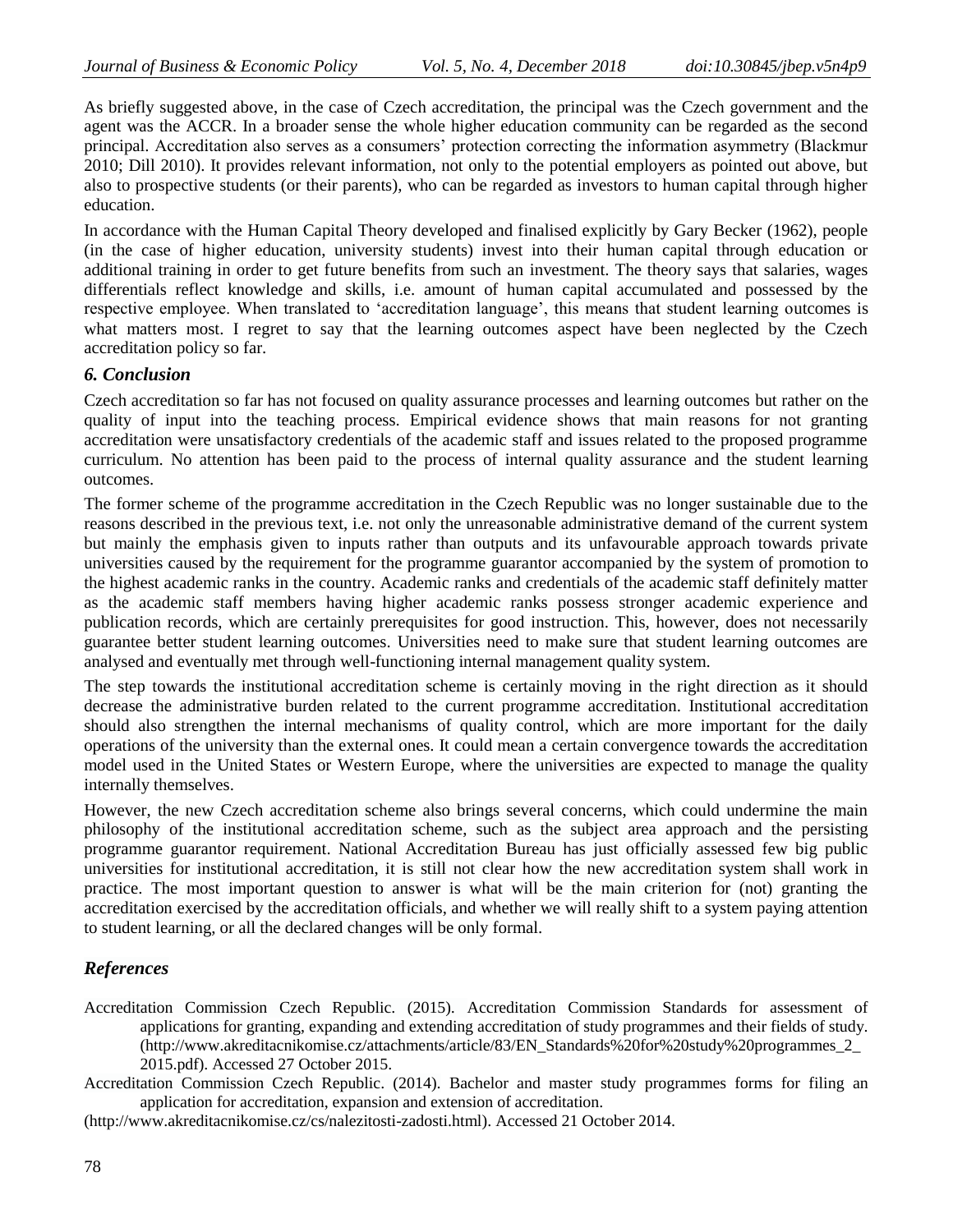As briefly suggested above, in the case of Czech accreditation, the principal was the Czech government and the agent was the ACCR. In a broader sense the whole higher education community can be regarded as the second principal. Accreditation also serves as a consumers' protection correcting the information asymmetry (Blackmur 2010; Dill 2010). It provides relevant information, not only to the potential employers as pointed out above, but also to prospective students (or their parents), who can be regarded as investors to human capital through higher education.

In accordance with the Human Capital Theory developed and finalised explicitly by Gary Becker (1962), people (in the case of higher education, university students) invest into their human capital through education or additional training in order to get future benefits from such an investment. The theory says that salaries, wages differentials reflect knowledge and skills, i.e. amount of human capital accumulated and possessed by the respective employee. When translated to 'accreditation language', this means that student learning outcomes is what matters most. I regret to say that the learning outcomes aspect have been neglected by the Czech accreditation policy so far.

## *6. Conclusion*

Czech accreditation so far has not focused on quality assurance processes and learning outcomes but rather on the quality of input into the teaching process. Empirical evidence shows that main reasons for not granting accreditation were unsatisfactory credentials of the academic staff and issues related to the proposed programme curriculum. No attention has been paid to the process of internal quality assurance and the student learning outcomes.

The former scheme of the programme accreditation in the Czech Republic was no longer sustainable due to the reasons described in the previous text, i.e. not only the unreasonable administrative demand of the current system but mainly the emphasis given to inputs rather than outputs and its unfavourable approach towards private universities caused by the requirement for the programme guarantor accompanied by the system of promotion to the highest academic ranks in the country. Academic ranks and credentials of the academic staff definitely matter as the academic staff members having higher academic ranks possess stronger academic experience and publication records, which are certainly prerequisites for good instruction. This, however, does not necessarily guarantee better student learning outcomes. Universities need to make sure that student learning outcomes are analysed and eventually met through well-functioning internal management quality system.

The step towards the institutional accreditation scheme is certainly moving in the right direction as it should decrease the administrative burden related to the current programme accreditation. Institutional accreditation should also strengthen the internal mechanisms of quality control, which are more important for the daily operations of the university than the external ones. It could mean a certain convergence towards the accreditation model used in the United States or Western Europe, where the universities are expected to manage the quality internally themselves.

However, the new Czech accreditation scheme also brings several concerns, which could undermine the main philosophy of the institutional accreditation scheme, such as the subject area approach and the persisting programme guarantor requirement. National Accreditation Bureau has just officially assessed few big public universities for institutional accreditation, it is still not clear how the new accreditation system shall work in practice. The most important question to answer is what will be the main criterion for (not) granting the accreditation exercised by the accreditation officials, and whether we will really shift to a system paying attention to student learning, or all the declared changes will be only formal.

## *References*

Accreditation Commission Czech Republic. (2015). Accreditation Commission Standards for assessment of applications for granting, expanding and extending accreditation of study programmes and their fields of study. (http://www.akreditacnikomise.cz/attachments/article/83/EN_Standards%20for%20study%20programmes_2_2015.pdf). Accessed 27 October 2015.

Accreditation Commission Czech Republic. (2014). Bachelor and master study programmes forms for filing an application for accreditation, expansion and extension of accreditation. (http://www.akreditacnikomise.cz/cs/nalezitosti-zadosti.html). Accessed 21 October 2014.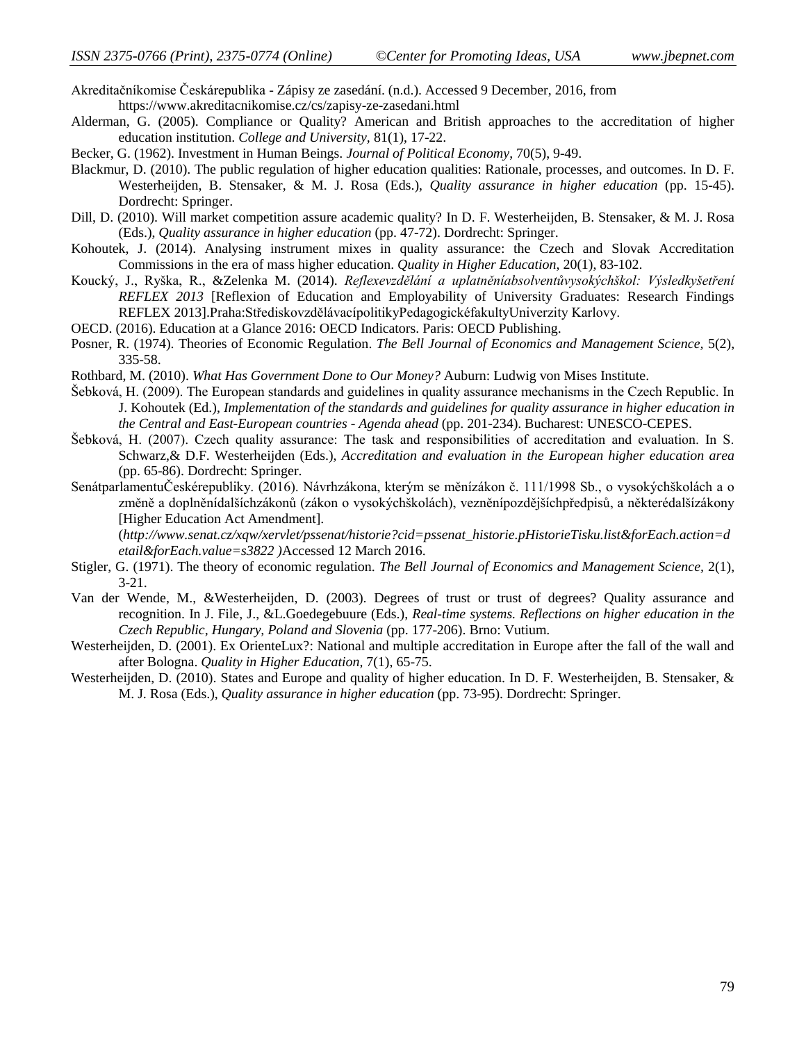Akreditačníkomise Českárepublika - Zápisy ze zasedání. (n.d.). Accessed 9 December, 2016, from https://www.akreditacnikomise.cz/cs/zapisy-ze-zasedani.html

Alderman, G. (2005). Compliance or Quality? American and British approaches to the accreditation of higher education institution. *College and University*, 81(1), 17-22.

Becker, G. (1962). Investment in Human Beings. *Journal of Political Economy*, 70(5), 9-49.

Blackmur, D. (2010). The public regulation of higher education qualities: Rationale, processes, and outcomes. In D. F. Westerheijden, B. Stensaker, & M. J. Rosa (Eds.), *Quality assurance in higher education* (pp. 15-45). Dordrecht: Springer.

Dill, D. (2010). Will market competition assure academic quality? In D. F. Westerheijden, B. Stensaker, & M. J. Rosa (Eds.), *Quality assurance in higher education* (pp. 47-72). Dordrecht: Springer.

Kohoutek, J. (2014). Analysing instrument mixes in quality assurance: the Czech and Slovak Accreditation Commissions in the era of mass higher education. *Quality in Higher Education*, 20(1), 83-102.

Koucký, J., Ryška, R., &Zelenka M. (2014). *Reflexevzdělání a uplatněníabsolventůvysokýchškol: Výsledkyšetření REFLEX 2013* [Reflexion of Education and Employability of University Graduates: Research Findings REFLEX 2013].Praha:StřediskovzdělávacípolitikyPedagogickéfakultyUniverzity Karlovy.

OECD. (2016). Education at a Glance 2016: OECD Indicators. Paris: OECD Publishing.

Posner, R. (1974). Theories of Economic Regulation. *The Bell Journal of Economics and Management Science*, 5(2), 335-58.

Rothbard, M. (2010). *What Has Government Done to Our Money?* Auburn: Ludwig von Mises Institute.

Šebková, H. (2009). The European standards and guidelines in quality assurance mechanisms in the Czech Republic. In J. Kohoutek (Ed.), *Implementation of the standards and guidelines for quality assurance in higher education in the Central and East-European countries - Agenda ahead* (pp. 201-234). Bucharest: UNESCO-CEPES.

Šebková, H. (2007). Czech quality assurance: The task and responsibilities of accreditation and evaluation. In S. Schwarz,& D.F. Westerheijden (Eds.), *Accreditation and evaluation in the European higher education area* (pp. 65-86). Dordrecht: Springer.

SenátparlamentuČeskérepubliky. (2016). Návrhzákona, kterým se měnízákon č. 111/1998 Sb., o vysokýchškolách a o změně a doplněnídalšíchzákonů (zákon o vysokýchškolách), vezněnípozdějšíchpředpisů, a některédalšízákony [Higher Education Act Amendment]. (*http://www.senat.cz/xqw/xervlet/pssenat/historie?cid=pssenat_historie.pHistorieTisku.list&forEach.action=detail&forEach.value=s3822* )Accessed 12 March 2016.

Stigler, G. (1971). The theory of economic regulation. *The Bell Journal of Economics and Management Science*, 2(1), 3-21.

Van der Wende, M., &Westerheijden, D. (2003). Degrees of trust or trust of degrees? Quality assurance and recognition. In J. File, J., &L.Goedegebuure (Eds.), *Real-time systems. Reflections on higher education in the Czech Republic, Hungary, Poland and Slovenia* (pp. 177-206). Brno: Vutium.

Westerheijden, D. (2001). Ex OrienteLux?: National and multiple accreditation in Europe after the fall of the wall and after Bologna. *Quality in Higher Education*, 7(1), 65-75.

Westerheijden, D. (2010). States and Europe and quality of higher education. In D. F. Westerheijden, B. Stensaker, & M. J. Rosa (Eds.), *Quality assurance in higher education* (pp. 73-95). Dordrecht: Springer.